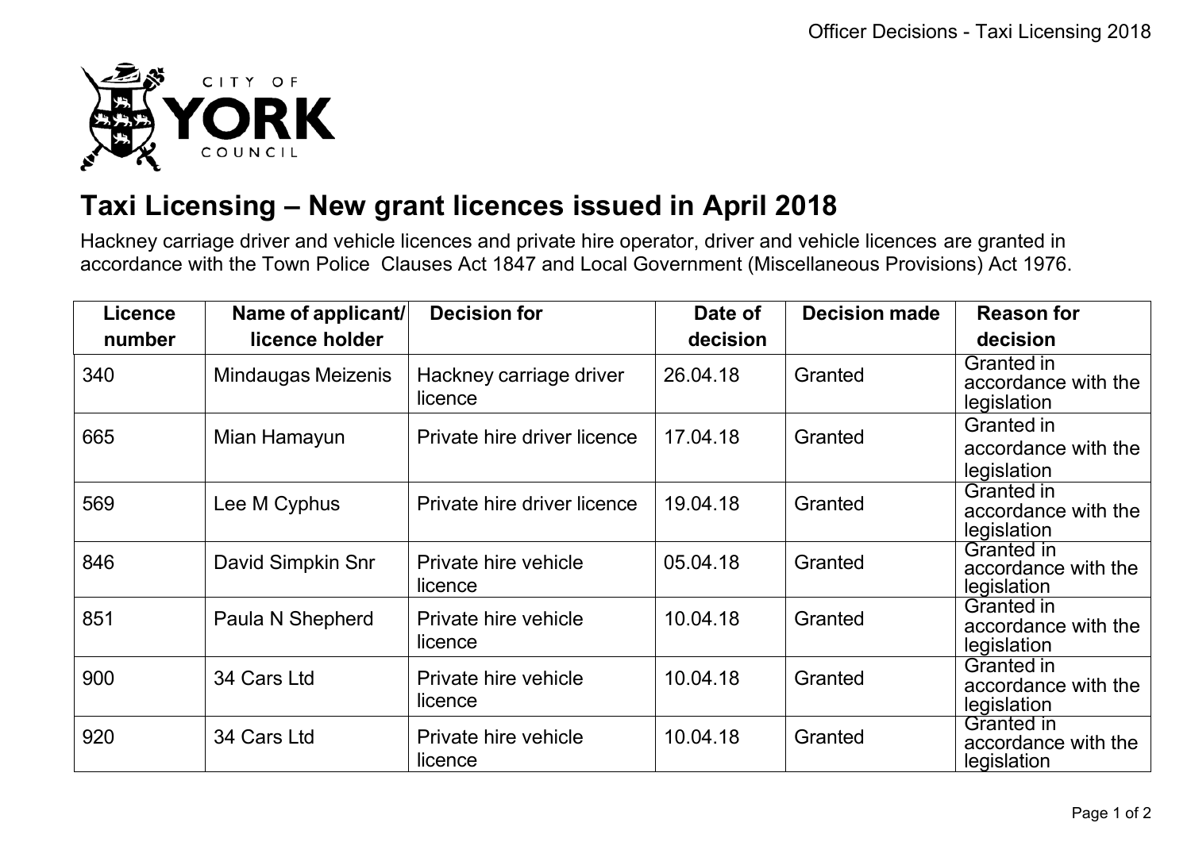# Taxi Licensing – New grant licences issued in April 2018

Hackney carriage driver and vehicle licences and private hire operator, driver and vehicle licences are granted in accordance with the Town Police Clauses Act 1847 and Local Government (Miscellaneous Provisions) Act 1976.

| Licence number | Name of applicant/ licence holder | Decision for | Date of decision | Decision made | Reason for decision |
|---|---|---|---|---|---|
| 340 | Mindaugas Meizenis | Hackney carriage driver licence | 26.04.18 | Granted | Granted in accordance with the legislation |
| 665 | Mian Hamayun | Private hire driver licence | 17.04.18 | Granted | Granted in accordance with the legislation |
| 569 | Lee M Cyphus | Private hire driver licence | 19.04.18 | Granted | Granted in accordance with the legislation |
| 846 | David Simpkin Snr | Private hire vehicle licence | 05.04.18 | Granted | Granted in accordance with the legislation |
| 851 | Paula N Shepherd | Private hire vehicle licence | 10.04.18 | Granted | Granted in accordance with the legislation |
| 900 | 34 Cars Ltd | Private hire vehicle licence | 10.04.18 | Granted | Granted in accordance with the legislation |
| 920 | 34 Cars Ltd | Private hire vehicle licence | 10.04.18 | Granted | Granted in accordance with the legislation |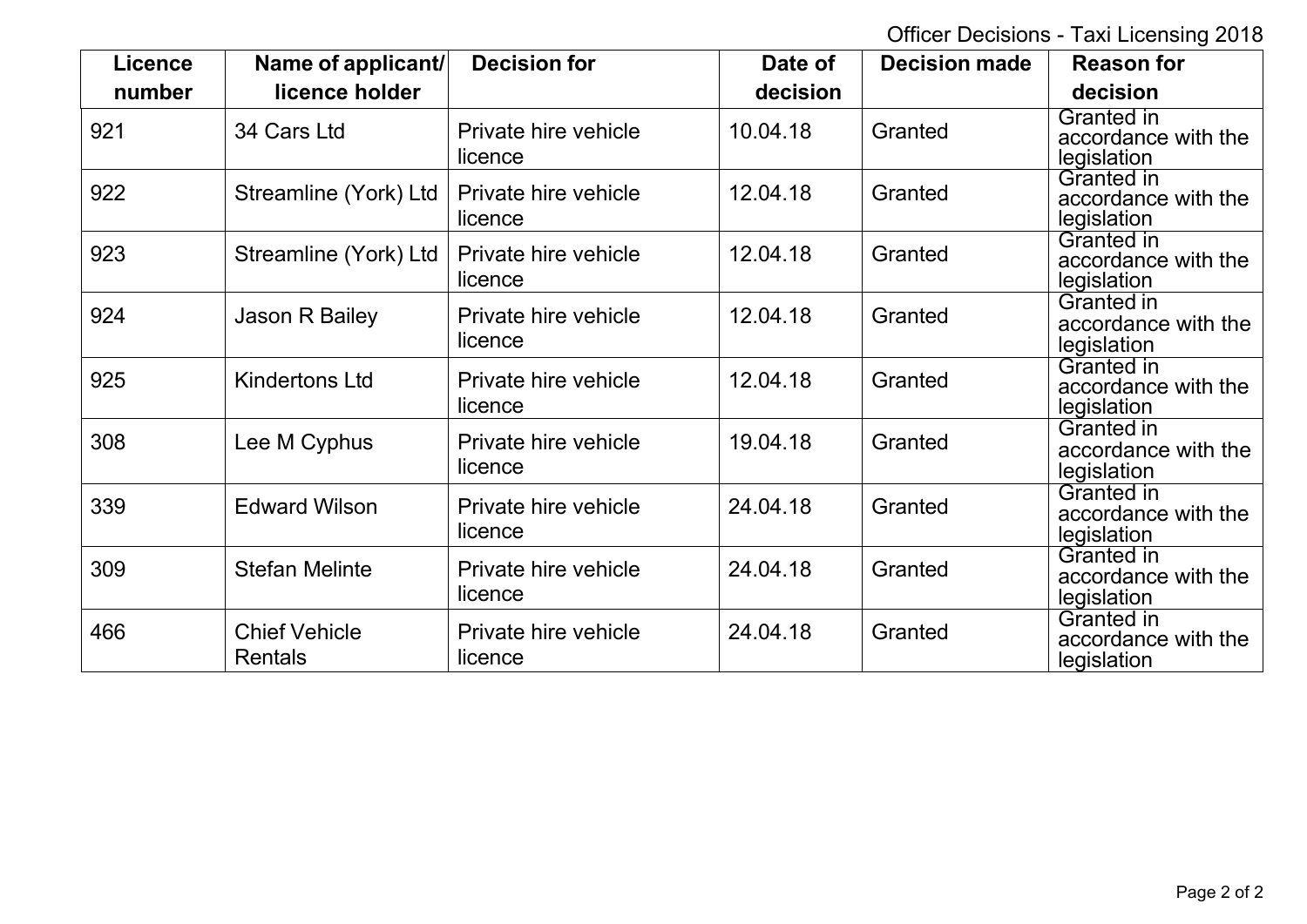Officer Decisions - Taxi Licensing 2018

| Licence number | Name of applicant/ licence holder | Decision for | Date of decision | Decision made | Reason for decision |
|---|---|---|---|---|---|
| 921 | 34 Cars Ltd | Private hire vehicle licence | 10.04.18 | Granted | Granted in accordance with the legislation |
| 922 | Streamline (York) Ltd | Private hire vehicle licence | 12.04.18 | Granted | Granted in accordance with the legislation |
| 923 | Streamline (York) Ltd | Private hire vehicle licence | 12.04.18 | Granted | Granted in accordance with the legislation |
| 924 | Jason R Bailey | Private hire vehicle licence | 12.04.18 | Granted | Granted in accordance with the legislation |
| 925 | Kindertons Ltd | Private hire vehicle licence | 12.04.18 | Granted | Granted in accordance with the legislation |
| 308 | Lee M Cyphus | Private hire vehicle licence | 19.04.18 | Granted | Granted in accordance with the legislation |
| 339 | Edward Wilson | Private hire vehicle licence | 24.04.18 | Granted | Granted in accordance with the legislation |
| 309 | Stefan Melinte | Private hire vehicle licence | 24.04.18 | Granted | Granted in accordance with the legislation |
| 466 | Chief Vehicle Rentals | Private hire vehicle licence | 24.04.18 | Granted | Granted in accordance with the legislation |